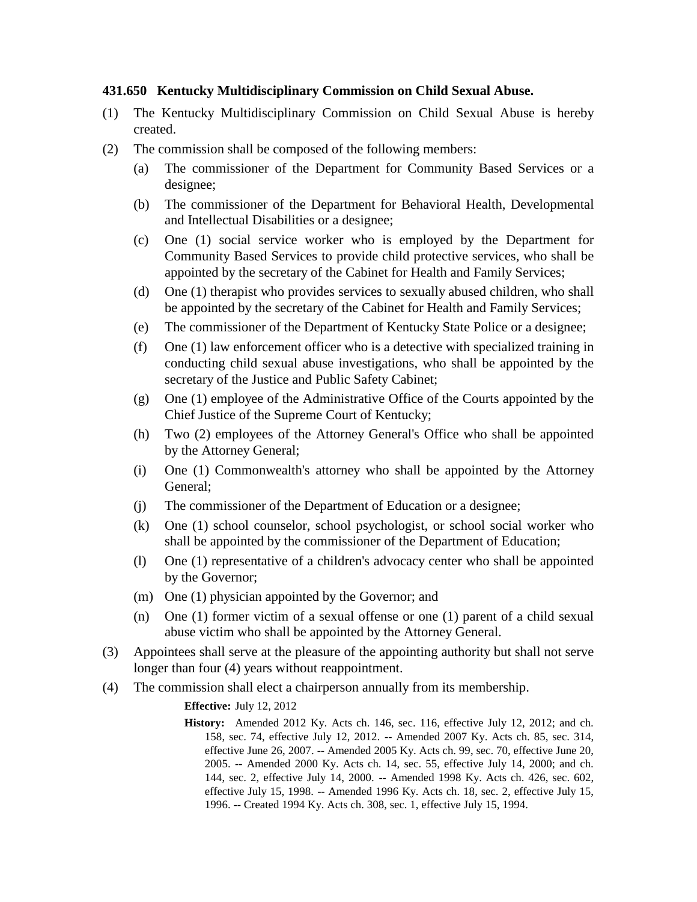**431.650 Kentucky Multidisciplinary Commission on Child Sexual Abuse.**

(1) The Kentucky Multidisciplinary Commission on Child Sexual Abuse is hereby created.

(2) The commission shall be composed of the following members:

  (a) The commissioner of the Department for Community Based Services or a designee;

  (b) The commissioner of the Department for Behavioral Health, Developmental and Intellectual Disabilities or a designee;

  (c) One (1) social service worker who is employed by the Department for Community Based Services to provide child protective services, who shall be appointed by the secretary of the Cabinet for Health and Family Services;

  (d) One (1) therapist who provides services to sexually abused children, who shall be appointed by the secretary of the Cabinet for Health and Family Services;

  (e) The commissioner of the Department of Kentucky State Police or a designee;

  (f) One (1) law enforcement officer who is a detective with specialized training in conducting child sexual abuse investigations, who shall be appointed by the secretary of the Justice and Public Safety Cabinet;

  (g) One (1) employee of the Administrative Office of the Courts appointed by the Chief Justice of the Supreme Court of Kentucky;

  (h) Two (2) employees of the Attorney General's Office who shall be appointed by the Attorney General;

  (i) One (1) Commonwealth's attorney who shall be appointed by the Attorney General;

  (j) The commissioner of the Department of Education or a designee;

  (k) One (1) school counselor, school psychologist, or school social worker who shall be appointed by the commissioner of the Department of Education;

  (l) One (1) representative of a children's advocacy center who shall be appointed by the Governor;

  (m) One (1) physician appointed by the Governor; and

  (n) One (1) former victim of a sexual offense or one (1) parent of a child sexual abuse victim who shall be appointed by the Attorney General.

(3) Appointees shall serve at the pleasure of the appointing authority but shall not serve longer than four (4) years without reappointment.

(4) The commission shall elect a chairperson annually from its membership.

**Effective:** July 12, 2012

**History:** Amended 2012 Ky. Acts ch. 146, sec. 116, effective July 12, 2012; and ch. 158, sec. 74, effective July 12, 2012. -- Amended 2007 Ky. Acts ch. 85, sec. 314, effective June 26, 2007. -- Amended 2005 Ky. Acts ch. 99, sec. 70, effective June 20, 2005. -- Amended 2000 Ky. Acts ch. 14, sec. 55, effective July 14, 2000; and ch. 144, sec. 2, effective July 14, 2000. -- Amended 1998 Ky. Acts ch. 426, sec. 602, effective July 15, 1998. -- Amended 1996 Ky. Acts ch. 18, sec. 2, effective July 15, 1996. -- Created 1994 Ky. Acts ch. 308, sec. 1, effective July 15, 1994.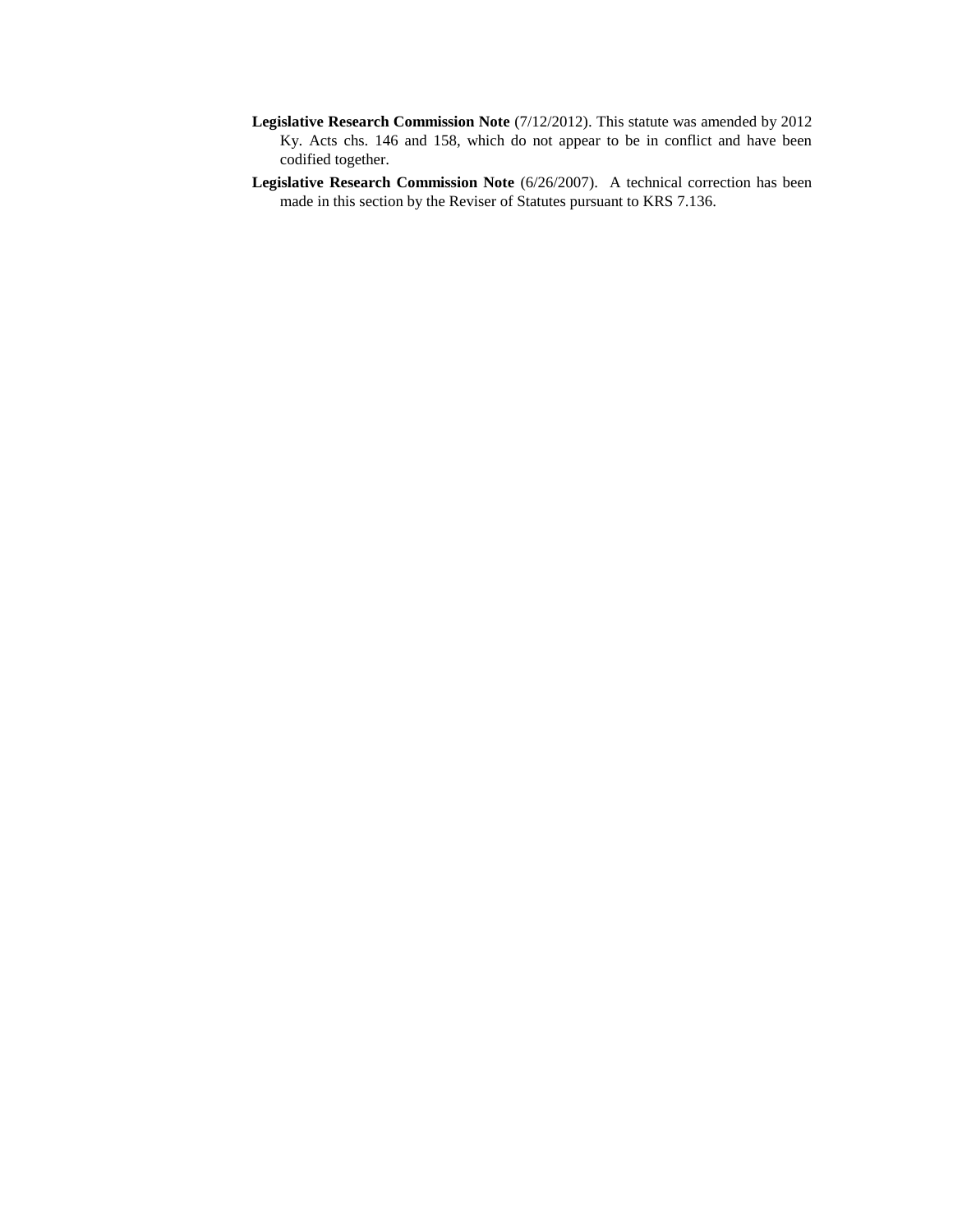**Legislative Research Commission Note** (7/12/2012). This statute was amended by 2012 Ky. Acts chs. 146 and 158, which do not appear to be in conflict and have been codified together.

**Legislative Research Commission Note** (6/26/2007). A technical correction has been made in this section by the Reviser of Statutes pursuant to KRS 7.136.